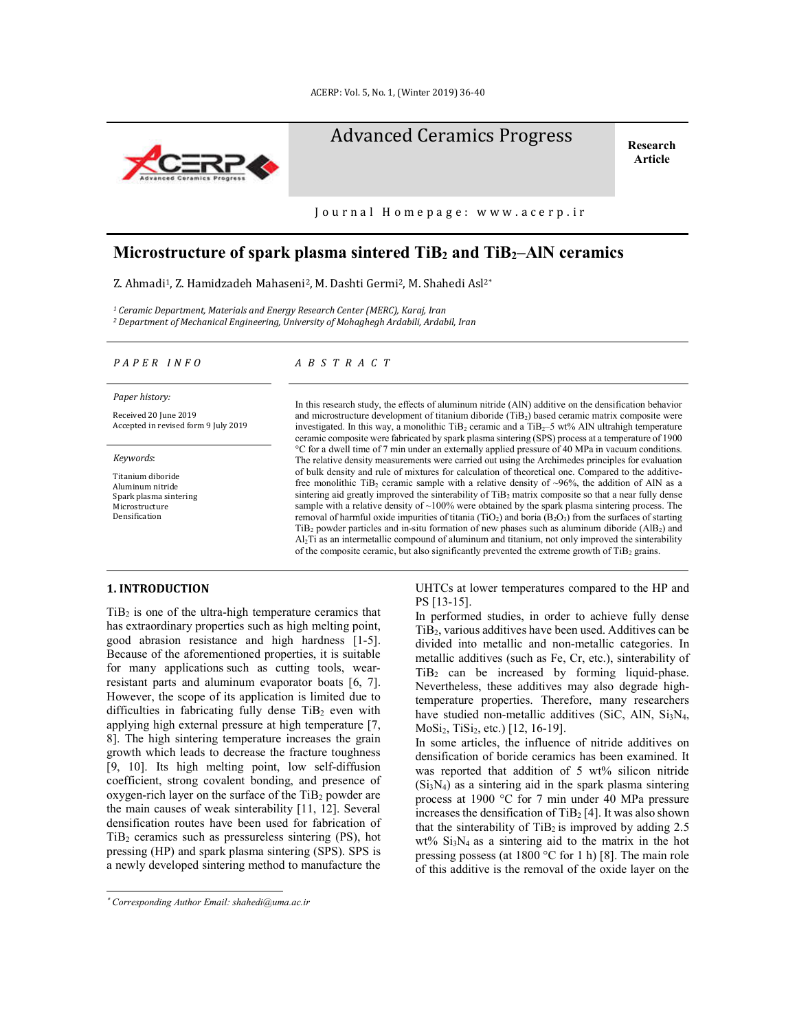Advanced Ceramics Progress

Journal Homepage: www.acerp.ir

Research Article

# Microstructure of spark plasma sintered $TiB_2$ and $TiB_2$–AlN ceramics

Z. Ahmadi[1], Z. Hamidzadeh Mahaseni[2], M. Dashti Germi[2], M. Shahedi Asl[2*]

*[1] Ceramic Department, Materials and Energy Research Center (MERC), Karaj, Iran*
*[2] Department of Mechanical Engineering, University of Mohaghegh Ardabili, Ardabil, Iran*

*PAPER INFO*

*Paper history:*

Received 20 June 2019
Accepted in revised form 9 July 2019

*Keywords*:

Titanium diboride
Aluminum nitride
Spark plasma sintering
Microstructure
Densification

*ABSTRACT*

In this research study, the effects of aluminum nitride (AlN) additive on the densification behavior and microstructure development of titanium diboride ($TiB_2$) based ceramic matrix composite were investigated. In this way, a monolithic $TiB_2$ ceramic and a $TiB_2$–5 wt% AlN ultrahigh temperature ceramic composite were fabricated by spark plasma sintering (SPS) process at a temperature of 1900 °C for a dwell time of 7 min under an externally applied pressure of 40 MPa in vacuum conditions. The relative density measurements were carried out using the Archimedes principles for evaluation of bulk density and rule of mixtures for calculation of theoretical one. Compared to the additive-free monolithic $TiB_2$ ceramic sample with a relative density of ~96%, the addition of AlN as a sintering aid greatly improved the sinterability of $TiB_2$ matrix composite so that a near fully dense sample with a relative density of ~100% were obtained by the spark plasma sintering process. The removal of harmful oxide impurities of titania ($TiO_2$) and boria ($B_2O_3$) from the surfaces of starting $TiB_2$ powder particles and in-situ formation of new phases such as aluminum diboride ($AlB_2$) and $Al_2Ti$ as an intermetallic compound of aluminum and titanium, not only improved the sinterability of the composite ceramic, but also significantly prevented the extreme growth of $TiB_2$ grains.

## 1. INTRODUCTION

$TiB_2$ is one of the ultra-high temperature ceramics that has extraordinary properties such as high melting point, good abrasion resistance and high hardness [1-5]. Because of the aforementioned properties, it is suitable for many applications such as cutting tools, wear-resistant parts and aluminum evaporator boats [6, 7]. However, the scope of its application is limited due to difficulties in fabricating fully dense $TiB_2$ even with applying high external pressure at high temperature [7, 8]. The high sintering temperature increases the grain growth which leads to decrease the fracture toughness [9, 10]. Its high melting point, low self-diffusion coefficient, strong covalent bonding, and presence of oxygen-rich layer on the surface of the $TiB_2$ powder are the main causes of weak sinterability [11, 12]. Several densification routes have been used for fabrication of $TiB_2$ ceramics such as pressureless sintering (PS), hot pressing (HP) and spark plasma sintering (SPS). SPS is a newly developed sintering method to manufacture the UHTCs at lower temperatures compared to the HP and PS [13-15].

In performed studies, in order to achieve fully dense $TiB_2$, various additives have been used. Additives can be divided into metallic and non-metallic categories. In metallic additives (such as Fe, Cr, etc.), sinterability of $TiB_2$ can be increased by forming liquid-phase. Nevertheless, these additives may also degrade high-temperature properties. Therefore, many researchers have studied non-metallic additives (SiC, AlN, $Si_3N_4$, $MoSi_2$, $TiSi_2$, etc.) [12, 16-19].

In some articles, the influence of nitride additives on densification of boride ceramics has been examined. It was reported that addition of 5 wt% silicon nitride ($Si_3N_4$) as a sintering aid in the spark plasma sintering process at 1900 °C for 7 min under 40 MPa pressure increases the densification of $TiB_2$ [4]. It was also shown that the sinterability of $TiB_2$ is improved by adding 2.5 wt% $Si_3N_4$ as a sintering aid to the matrix in the hot pressing possess (at 1800 °C for 1 h) [8]. The main role of this additive is the removal of the oxide layer on the

*[*] Corresponding Author Email: shahedi@uma.ac.ir*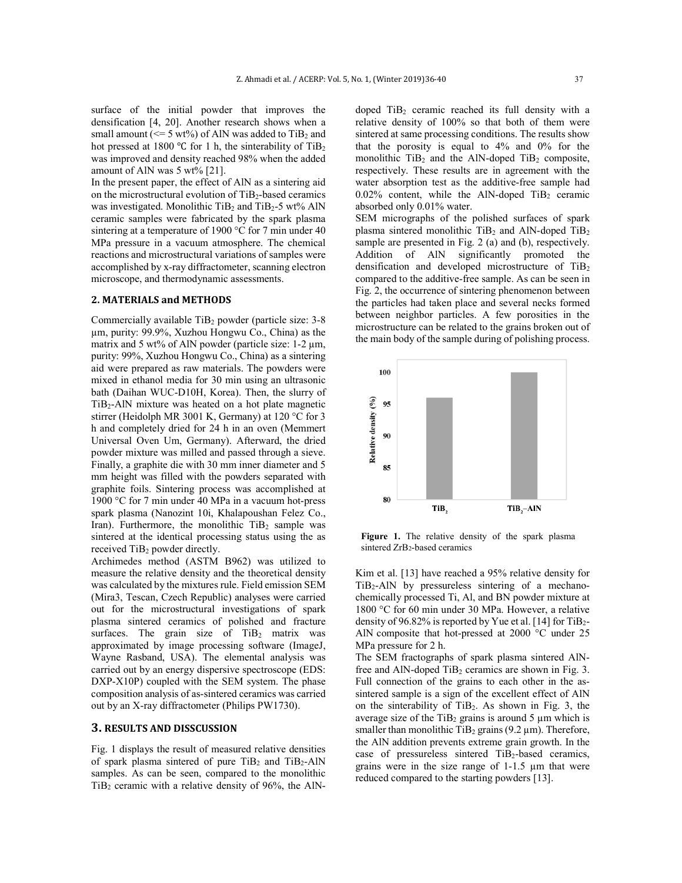surface of the initial powder that improves the densification [4, 20]. Another research shows when a small amount (<= 5 wt%) of AlN was added to $TiB_2$ and hot pressed at 1800 ℃ for 1 h, the sinterability of $TiB_2$ was improved and density reached 98% when the added amount of AlN was 5 wt% [21].

In the present paper, the effect of AlN as a sintering aid on the microstructural evolution of $TiB_2$-based ceramics was investigated. Monolithic $TiB_2$ and $TiB_2$-5 wt% AlN ceramic samples were fabricated by the spark plasma sintering at a temperature of 1900 °C for 7 min under 40 MPa pressure in a vacuum atmosphere. The chemical reactions and microstructural variations of samples were accomplished by x-ray diffractometer, scanning electron microscope, and thermodynamic assessments.

## 2. MATERIALS and METHODS

Commercially available $TiB_2$ powder (particle size: 3-8 µm, purity: 99.9%, Xuzhou Hongwu Co., China) as the matrix and 5 wt% of AlN powder (particle size: 1-2 µm, purity: 99%, Xuzhou Hongwu Co., China) as a sintering aid were prepared as raw materials. The powders were mixed in ethanol media for 30 min using an ultrasonic bath (Daihan WUC-D10H, Korea). Then, the slurry of $TiB_2$-AlN mixture was heated on a hot plate magnetic stirrer (Heidolph MR 3001 K, Germany) at 120 °C for 3 h and completely dried for 24 h in an oven (Memmert Universal Oven Um, Germany). Afterward, the dried powder mixture was milled and passed through a sieve. Finally, a graphite die with 30 mm inner diameter and 5 mm height was filled with the powders separated with graphite foils. Sintering process was accomplished at 1900 °C for 7 min under 40 MPa in a vacuum hot-press spark plasma (Nanozint 10i, Khalapoushan Felez Co., Iran). Furthermore, the monolithic $TiB_2$ sample was sintered at the identical processing status using the as received $TiB_2$ powder directly.

Archimedes method (ASTM B962) was utilized to measure the relative density and the theoretical density was calculated by the mixtures rule. Field emission SEM (Mira3, Tescan, Czech Republic) analyses were carried out for the microstructural investigations of spark plasma sintered ceramics of polished and fracture surfaces. The grain size of $TiB_2$ matrix was approximated by image processing software (ImageJ, Wayne Rasband, USA). The elemental analysis was carried out by an energy dispersive spectroscope (EDS: DXP-X10P) coupled with the SEM system. The phase composition analysis of as-sintered ceramics was carried out by an X-ray diffractometer (Philips PW1730).

## 3. RESULTS AND DISSCUSSION

Fig. 1 displays the result of measured relative densities of spark plasma sintered pure $TiB_2$ and $TiB_2$-AlN samples. As can be seen, compared to the monolithic $TiB_2$ ceramic with a relative density of 96%, the AlN-doped $TiB_2$ ceramic reached its full density with a relative density of 100% so that both of them were sintered at same processing conditions. The results show that the porosity is equal to 4% and 0% for the monolithic $TiB_2$ and the AlN-doped $TiB_2$ composite, respectively. These results are in agreement with the water absorption test as the additive-free sample had 0.02% content, while the AlN-doped $TiB_2$ ceramic absorbed only 0.01% water.

SEM micrographs of the polished surfaces of spark plasma sintered monolithic $TiB_2$ and AlN-doped $TiB_2$ sample are presented in Fig. 2 (a) and (b), respectively. Addition of AlN significantly promoted the densification and developed microstructure of $TiB_2$ compared to the additive-free sample. As can be seen in Fig. 2, the occurrence of sintering phenomenon between the particles had taken place and several necks formed between neighbor particles. A few porosities in the microstructure can be related to the grains broken out of the main body of the sample during of polishing process.

**Figure 1.** The relative density of the spark plasma sintered $ZrB_2$-based ceramics

Kim et al. [13] have reached a 95% relative density for $TiB_2$-AlN by pressureless sintering of a mechano-chemically processed Ti, Al, and BN powder mixture at 1800 °C for 60 min under 30 MPa. However, a relative density of 96.82% is reported by Yue et al. [14] for $TiB_2$-AlN composite that hot-pressed at 2000 °C under 25 MPa pressure for 2 h.

The SEM fractographs of spark plasma sintered AlN-free and AlN-doped $TiB_2$ ceramics are shown in Fig. 3. Full connection of the grains to each other in the as-sintered sample is a sign of the excellent effect of AlN on the sinterability of $TiB_2$. As shown in Fig. 3, the average size of the $TiB_2$ grains is around 5 µm which is smaller than monolithic $TiB_2$ grains (9.2 µm). Therefore, the AlN addition prevents extreme grain growth. In the case of pressureless sintered $TiB_2$-based ceramics, grains were in the size range of 1-1.5 µm that were reduced compared to the starting powders [13].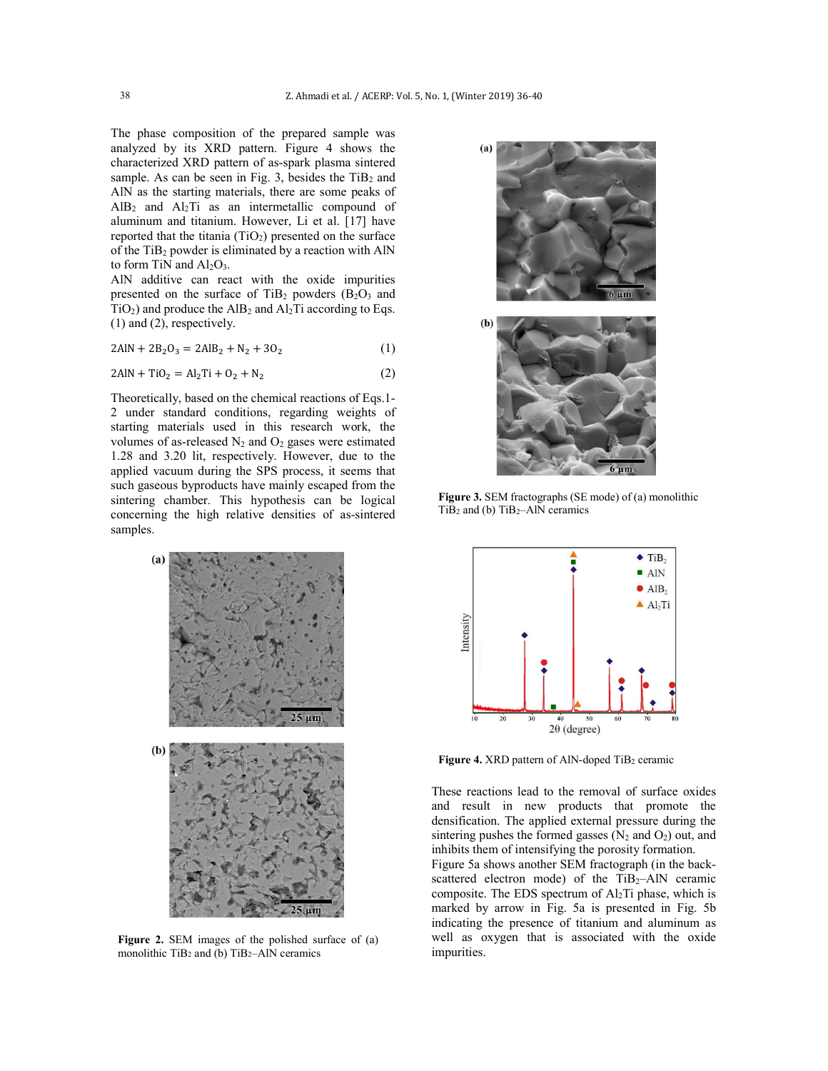The phase composition of the prepared sample was analyzed by its XRD pattern. Figure 4 shows the characterized XRD pattern of as-spark plasma sintered sample. As can be seen in Fig. 3, besides the $TiB_2$ and AlN as the starting materials, there are some peaks of $AlB_2$ and $Al_2Ti$ as an intermetallic compound of aluminum and titanium. However, Li et al. [17] have reported that the titania ($TiO_2$) presented on the surface of the $TiB_2$ powder is eliminated by a reaction with AlN to form TiN and $Al_2O_3$.

AlN additive can react with the oxide impurities presented on the surface of $TiB_2$ powders ($B_2O_3$ and $TiO_2$) and produce the $AlB_2$ and $Al_2Ti$ according to Eqs. (1) and (2), respectively.

$$2AlN + 2B_2O_3 = 2AlB_2 + N_2 + 3O_2 \quad (1)$$

$$2AlN + TiO_2 = Al_2Ti + O_2 + N_2 \quad (2)$$

Theoretically, based on the chemical reactions of Eqs.1-2 under standard conditions, regarding weights of starting materials used in this research work, the volumes of as-released $N_2$ and $O_2$ gases were estimated 1.28 and 3.20 lit, respectively. However, due to the applied vacuum during the SPS process, it seems that such gaseous byproducts have mainly escaped from the sintering chamber. This hypothesis can be logical concerning the high relative densities of as-sintered samples.

**Figure 2.** SEM images of the polished surface of (a) monolithic $TiB_2$ and (b) $TiB_2$–AlN ceramics

**Figure 3.** SEM fractographs (SE mode) of (a) monolithic $TiB_2$ and (b) $TiB_2$–AlN ceramics

**Figure 4.** XRD pattern of AlN-doped $TiB_2$ ceramic

These reactions lead to the removal of surface oxides and result in new products that promote the densification. The applied external pressure during the sintering pushes the formed gasses ($N_2$ and $O_2$) out, and inhibits them of intensifying the porosity formation.

Figure 5a shows another SEM fractograph (in the back-scattered electron mode) of the $TiB_2$–AlN ceramic composite. The EDS spectrum of $Al_2Ti$ phase, which is marked by arrow in Fig. 5a is presented in Fig. 5b indicating the presence of titanium and aluminum as well as oxygen that is associated with the oxide impurities.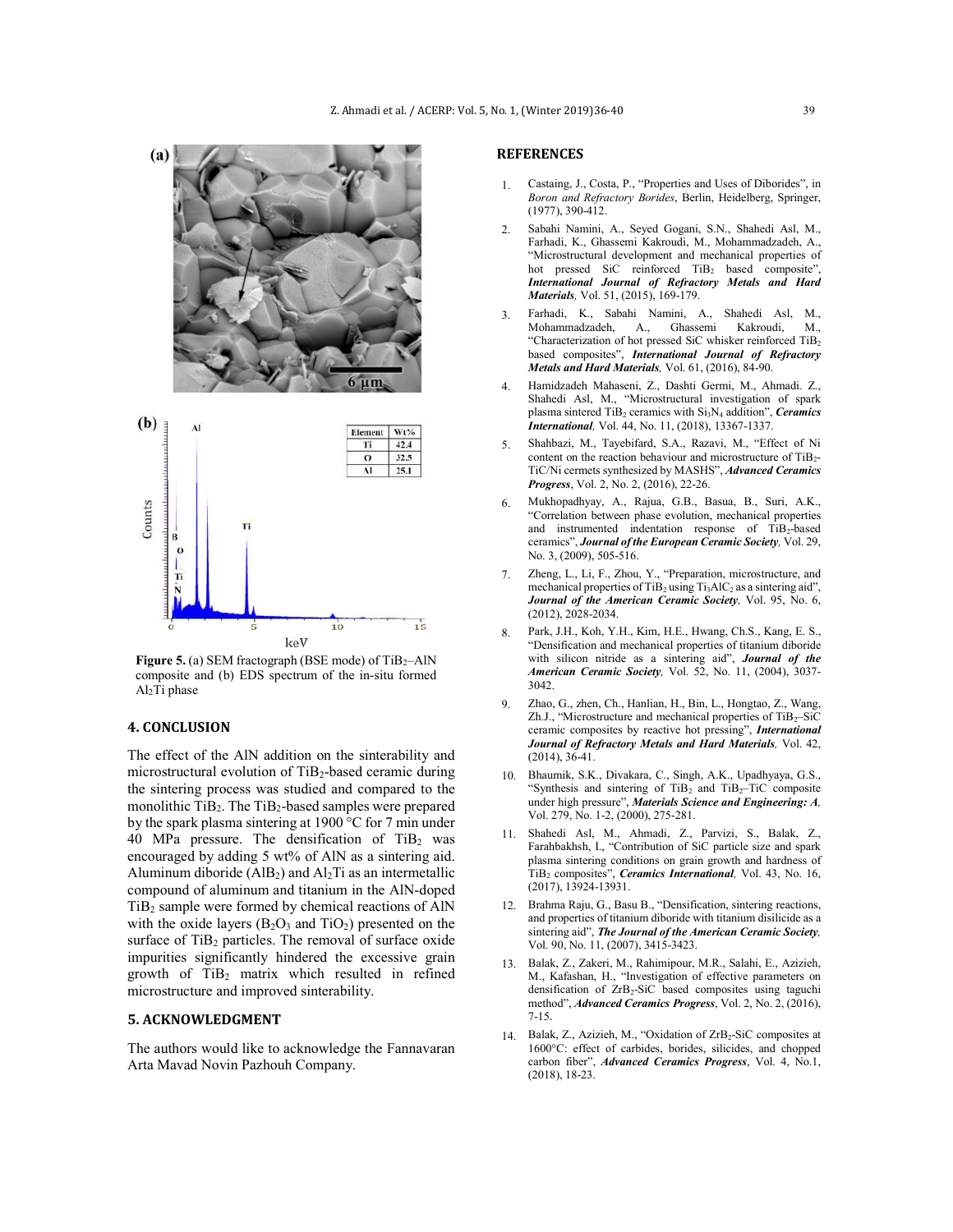**Figure 5.** (a) SEM fractograph (BSE mode) of $TiB_2$–AlN composite and (b) EDS spectrum of the in-situ formed $Al_2Ti$ phase

## 4. CONCLUSION

The effect of the AlN addition on the sinterability and microstructural evolution of $TiB_2$-based ceramic during the sintering process was studied and compared to the monolithic $TiB_2$. The $TiB_2$-based samples were prepared by the spark plasma sintering at 1900 °C for 7 min under 40 MPa pressure. The densification of $TiB_2$ was encouraged by adding 5 wt% of AlN as a sintering aid. Aluminum diboride ($AlB_2$) and $Al_2Ti$ as an intermetallic compound of aluminum and titanium in the AlN-doped $TiB_2$ sample were formed by chemical reactions of AlN with the oxide layers ($B_2O_3$ and $TiO_2$) presented on the surface of $TiB_2$ particles. The removal of surface oxide impurities significantly hindered the excessive grain growth of $TiB_2$ matrix which resulted in refined microstructure and improved sinterability.

## 5. ACKNOWLEDGMENT

The authors would like to acknowledge the Fannavaran Arta Mavad Novin Pazhouh Company.

## REFERENCES

1. Castaing, J., Costa, P., "Properties and Uses of Diborides", in *Boron and Refractory Borides*, Berlin, Heidelberg, Springer, (1977), 390-412.
2. Sabahi Namini, A., Seyed Gogani, S.N., Shahedi Asl, M., Farhadi, K., Ghassemi Kakroudi, M., Mohammadzadeh, A., "Microstructural development and mechanical properties of hot pressed SiC reinforced $TiB_2$ based composite", ***International Journal of Refractory Metals and Hard Materials,*** Vol. 51, (2015), 169-179.
3. Farhadi, K., Sabahi Namini, A., Shahedi Asl, M., Mohammadzadeh, A., Ghassemi Kakroudi, M., "Characterization of hot pressed SiC whisker reinforced $TiB_2$ based composites", ***International Journal of Refractory Metals and Hard Materials,*** Vol. 61, (2016), 84-90.
4. Hamidzadeh Mahaseni, Z., Dashti Germi, M., Ahmadi. Z., Shahedi Asl, M., "Microstructural investigation of spark plasma sintered $TiB_2$ ceramics with $Si_3N_4$ addition", ***Ceramics International,*** Vol. 44, No. 11, (2018), 13367-1337.
5. Shahbazi, M., Tayebifard, S.A., Razavi, M., "Effect of Ni content on the reaction behaviour and microstructure of $TiB_2$-TiC/Ni cermets synthesized by MASHS", ***Advanced Ceramics Progress***, Vol. 2, No. 2, (2016), 22-26.
6. Mukhopadhyay, A., Rajua, G.B., Basua, B., Suri, A.K., "Correlation between phase evolution, mechanical properties and instrumented indentation response of $TiB_2$-based ceramics", ***Journal of the European Ceramic Society,*** Vol. 29, No. 3, (2009), 505-516.
7. Zheng, L., Li, F., Zhou, Y., "Preparation, microstructure, and mechanical properties of $TiB_2$ using $Ti_3AlC_2$ as a sintering aid", ***Journal of the American Ceramic Society,*** Vol. 95, No. 6, (2012), 2028-2034.
8. Park, J.H., Koh, Y.H., Kim, H.E., Hwang, Ch.S., Kang, E. S., "Densification and mechanical properties of titanium diboride with silicon nitride as a sintering aid", ***Journal of the American Ceramic Society,*** Vol. 52, No. 11, (2004), 3037-3042.
9. Zhao, G., zhen, Ch., Hanlian, H., Bin, L., Hongtao, Z., Wang, Zh.J., "Microstructure and mechanical properties of $TiB_2$–SiC ceramic composites by reactive hot pressing", ***International Journal of Refractory Metals and Hard Materials,*** Vol. 42, (2014), 36-41.
10. Bhaumik, S.K., Divakara, C., Singh, A.K., Upadhyaya, G.S., "Synthesis and sintering of $TiB_2$ and $TiB_2$–TiC composite under high pressure", ***Materials Science and Engineering: A,*** Vol. 279, No. 1-2, (2000), 275-281.
11. Shahedi Asl, M., Ahmadi, Z., Parvizi, S., Balak, Z., Farahbakhsh, I., "Contribution of SiC particle size and spark plasma sintering conditions on grain growth and hardness of $TiB_2$ composites", ***Ceramics International,*** Vol. 43, No. 16, (2017), 13924-13931.
12. Brahma Raju, G., Basu B., "Densification, sintering reactions, and properties of titanium diboride with titanium disilicide as a sintering aid", ***The Journal of the American Ceramic Society,*** Vol. 90, No. 11, (2007), 3415-3423.
13. Balak, Z., Zakeri, M., Rahimipour, M.R., Salahi, E., Azizieh, M., Kafashan, H., "Investigation of effective parameters on densification of $ZrB_2$-SiC based composites using taguchi method", ***Advanced Ceramics Progress***, Vol. 2, No. 2, (2016), 7-15.
14. Balak, Z., Azizieh, M., "Oxidation of $ZrB_2$-SiC composites at 1600°C: effect of carbides, borides, silicides, and chopped carbon fiber", ***Advanced Ceramics Progress***, Vol. 4, No.1, (2018), 18-23.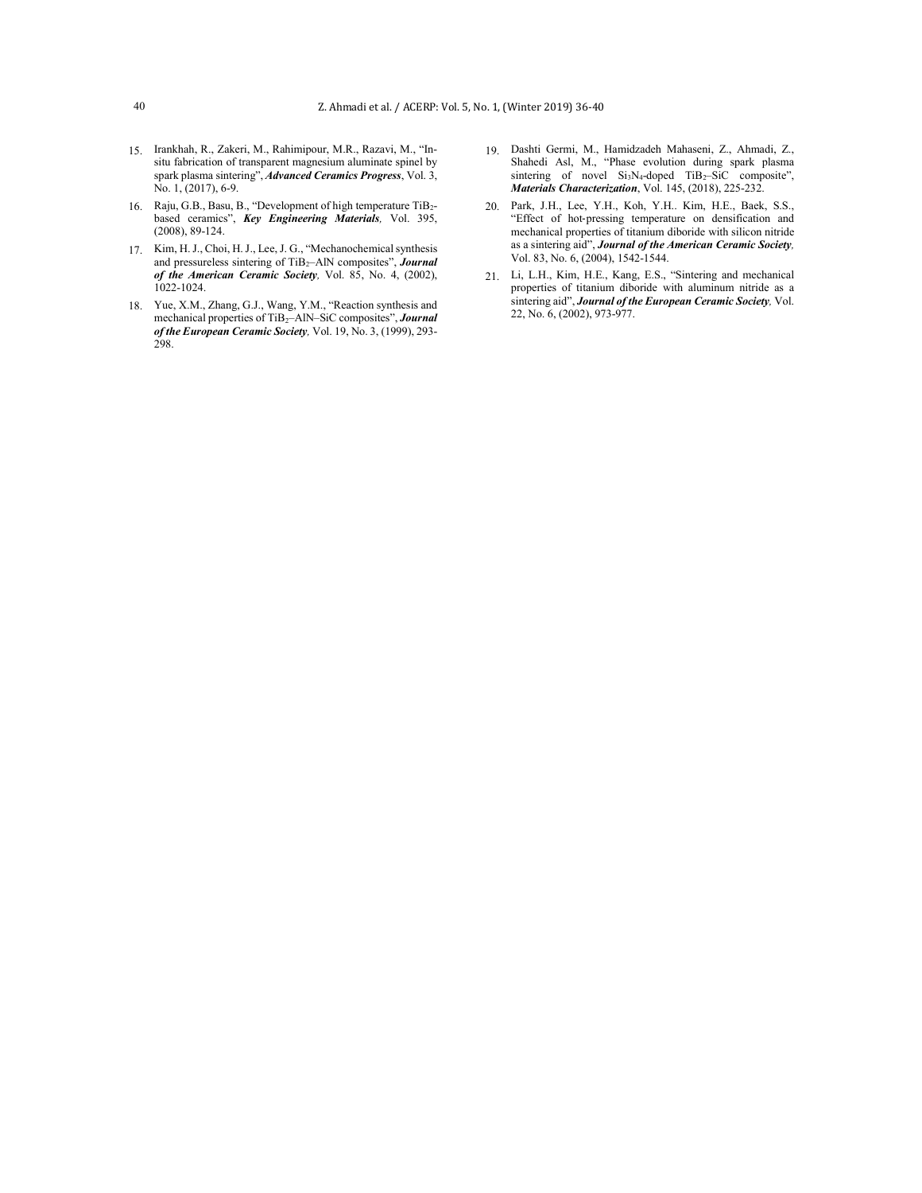15. Irankhah, R., Zakeri, M., Rahimipour, M.R., Razavi, M., "In-situ fabrication of transparent magnesium aluminate spinel by spark plasma sintering", ***Advanced Ceramics Progress***, Vol. 3, No. 1, (2017), 6-9.

16. Raju, G.B., Basu, B., "Development of high temperature $TiB_2$-based ceramics", ***Key Engineering Materials****,* Vol. 395, (2008), 89-124.

17. Kim, H. J., Choi, H. J., Lee, J. G., "Mechanochemical synthesis and pressureless sintering of $TiB_2$–AlN composites", ***Journal of the American Ceramic Society****,* Vol. 85, No. 4, (2002), 1022-1024.

18. Yue, X.M., Zhang, G.J., Wang, Y.M., "Reaction synthesis and mechanical properties of $TiB_2$–AlN–SiC composites", ***Journal of the European Ceramic Society****,* Vol. 19, No. 3, (1999), 293-298.

19. Dashti Germi, M., Hamidzadeh Mahaseni, Z., Ahmadi, Z., Shahedi Asl, M., "Phase evolution during spark plasma sintering of novel $Si_3N_4$-doped $TiB_2$–SiC composite", ***Materials Characterization***, Vol. 145, (2018), 225-232.

20. Park, J.H., Lee, Y.H., Koh, Y.H.. Kim, H.E., Baek, S.S., "Effect of hot-pressing temperature on densification and mechanical properties of titanium diboride with silicon nitride as a sintering aid", ***Journal of the American Ceramic Society****,* Vol. 83, No. 6, (2004), 1542-1544.

21. Li, L.H., Kim, H.E., Kang, E.S., "Sintering and mechanical properties of titanium diboride with aluminum nitride as a sintering aid", ***Journal of the European Ceramic Society****,* Vol. 22, No. 6, (2002), 973-977.